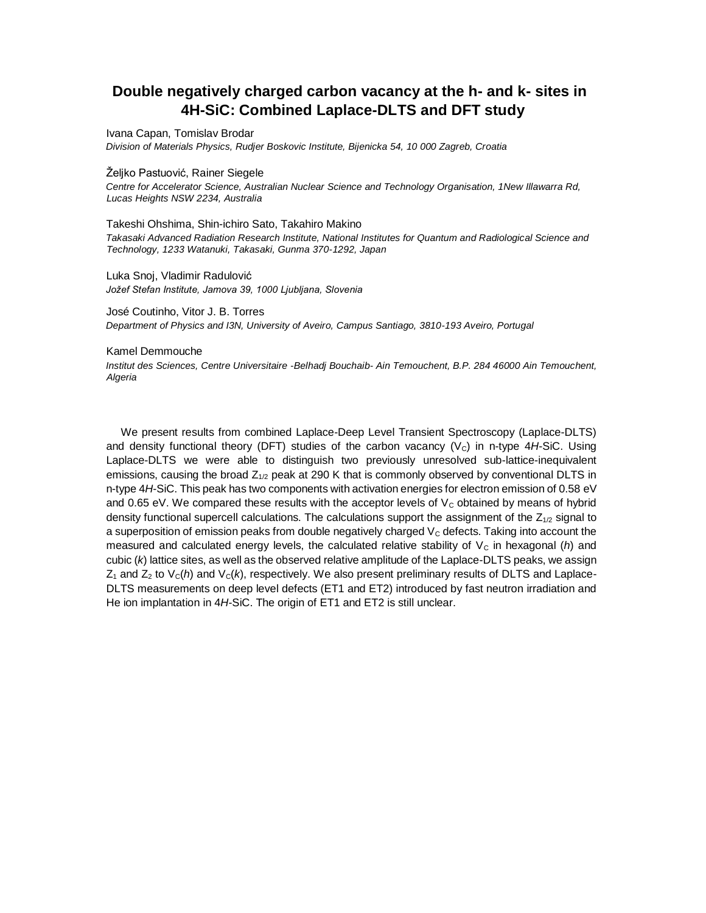# Double negatively charged carbon vacancy at the h- and k- sites in 4H-SiC: Combined Laplace-DLTS and DFT study

Ivana Capan, Tomislav Brodar

*Division of Materials Physics, Rudjer Boskovic Institute, Bijenicka 54, 10 000 Zagreb, Croatia*

Željko Pastuović, Rainer Siegele

*Centre for Accelerator Science, Australian Nuclear Science and Technology Organisation, 1New Illawarra Rd, Lucas Heights NSW 2234, Australia*

Takeshi Ohshima, Shin-ichiro Sato, Takahiro Makino

*Takasaki Advanced Radiation Research Institute, National Institutes for Quantum and Radiological Science and Technology, 1233 Watanuki, Takasaki, Gunma 370-1292, Japan*

Luka Snoj, Vladimir Radulović

*Jožef Stefan Institute, Jamova 39, 1000 Ljubljana, Slovenia*

José Coutinho, Vitor J. B. Torres

*Department of Physics and I3N, University of Aveiro, Campus Santiago, 3810-193 Aveiro, Portugal*

Kamel Demmouche

*Institut des Sciences, Centre Universitaire -Belhadj Bouchaib- Ain Temouchent, B.P. 284 46000 Ain Temouchent, Algeria*

We present results from combined Laplace-Deep Level Transient Spectroscopy (Laplace-DLTS) and density functional theory (DFT) studies of the carbon vacancy ($V_C$) in n-type 4*H*-SiC. Using Laplace-DLTS we were able to distinguish two previously unresolved sub-lattice-inequivalent emissions, causing the broad $Z_{1/2}$ peak at 290 K that is commonly observed by conventional DLTS in n-type 4*H*-SiC. This peak has two components with activation energies for electron emission of 0.58 eV and 0.65 eV. We compared these results with the acceptor levels of $V_C$ obtained by means of hybrid density functional supercell calculations. The calculations support the assignment of the $Z_{1/2}$ signal to a superposition of emission peaks from double negatively charged $V_C$ defects. Taking into account the measured and calculated energy levels, the calculated relative stability of $V_C$ in hexagonal (*h*) and cubic (*k*) lattice sites, as well as the observed relative amplitude of the Laplace-DLTS peaks, we assign $Z_1$ and $Z_2$ to $V_C(h)$ and $V_C(k)$, respectively. We also present preliminary results of DLTS and Laplace-DLTS measurements on deep level defects (ET1 and ET2) introduced by fast neutron irradiation and He ion implantation in 4*H*-SiC. The origin of ET1 and ET2 is still unclear.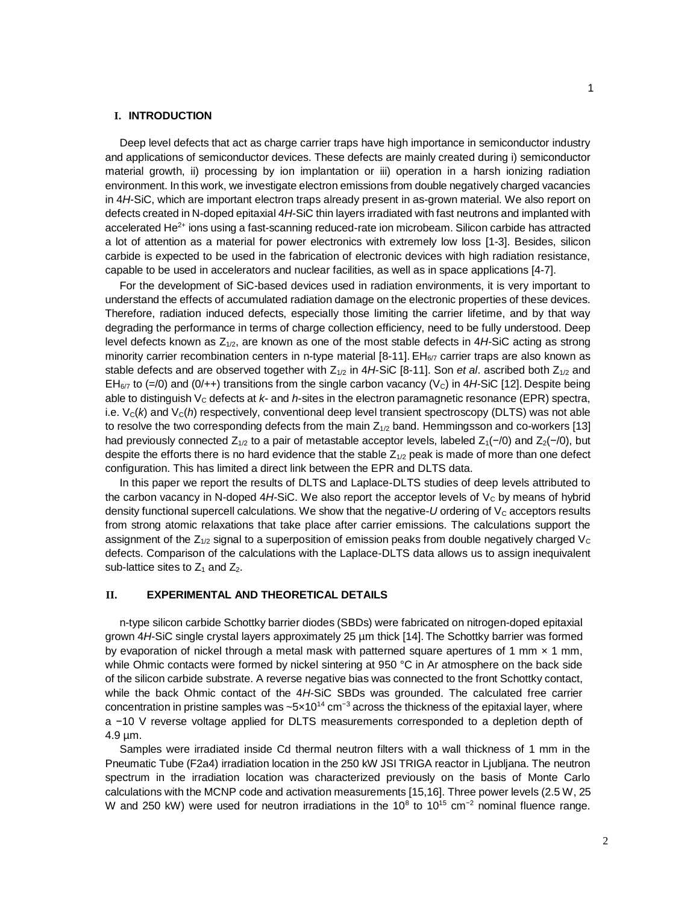## I. INTRODUCTION

Deep level defects that act as charge carrier traps have high importance in semiconductor industry and applications of semiconductor devices. These defects are mainly created during i) semiconductor material growth, ii) processing by ion implantation or iii) operation in a harsh ionizing radiation environment. In this work, we investigate electron emissions from double negatively charged vacancies in 4*H*-SiC, which are important electron traps already present in as-grown material. We also report on defects created in N-doped epitaxial 4*H*-SiC thin layers irradiated with fast neutrons and implanted with accelerated $He^{2+}$ ions using a fast-scanning reduced-rate ion microbeam. Silicon carbide has attracted a lot of attention as a material for power electronics with extremely low loss [1-3]. Besides, silicon carbide is expected to be used in the fabrication of electronic devices with high radiation resistance, capable to be used in accelerators and nuclear facilities, as well as in space applications [4-7].

For the development of SiC-based devices used in radiation environments, it is very important to understand the effects of accumulated radiation damage on the electronic properties of these devices. Therefore, radiation induced defects, especially those limiting the carrier lifetime, and by that way degrading the performance in terms of charge collection efficiency, need to be fully understood. Deep level defects known as $Z_{1/2}$, are known as one of the most stable defects in 4*H*-SiC acting as strong minority carrier recombination centers in n-type material [8-11]. $EH_{6/7}$ carrier traps are also known as stable defects and are observed together with $Z_{1/2}$ in 4*H*-SiC [8-11]. Son *et al*. ascribed both $Z_{1/2}$ and $EH_{6/7}$ to (=/0) and (0/++) transitions from the single carbon vacancy ($V_C$) in 4*H*-SiC [12]. Despite being able to distinguish $V_C$ defects at *k*- and *h*-sites in the electron paramagnetic resonance (EPR) spectra, i.e. $V_C(k)$ and $V_C(h)$ respectively, conventional deep level transient spectroscopy (DLTS) was not able to resolve the two corresponding defects from the main $Z_{1/2}$ band. Hemmingsson and co-workers [13] had previously connected $Z_{1/2}$ to a pair of metastable acceptor levels, labeled $Z_1(-/0)$ and $Z_2(-/0)$, but despite the efforts there is no hard evidence that the stable $Z_{1/2}$ peak is made of more than one defect configuration. This has limited a direct link between the EPR and DLTS data.

In this paper we report the results of DLTS and Laplace-DLTS studies of deep levels attributed to the carbon vacancy in N-doped 4*H*-SiC. We also report the acceptor levels of $V_C$ by means of hybrid density functional supercell calculations. We show that the negative-*U* ordering of $V_C$ acceptors results from strong atomic relaxations that take place after carrier emissions. The calculations support the assignment of the $Z_{1/2}$ signal to a superposition of emission peaks from double negatively charged $V_C$ defects. Comparison of the calculations with the Laplace-DLTS data allows us to assign inequivalent sub-lattice sites to $Z_1$ and $Z_2$.

## II. EXPERIMENTAL AND THEORETICAL DETAILS

n-type silicon carbide Schottky barrier diodes (SBDs) were fabricated on nitrogen-doped epitaxial grown 4*H*-SiC single crystal layers approximately 25 µm thick [14]. The Schottky barrier was formed by evaporation of nickel through a metal mask with patterned square apertures of 1 mm × 1 mm, while Ohmic contacts were formed by nickel sintering at 950 °C in Ar atmosphere on the back side of the silicon carbide substrate. A reverse negative bias was connected to the front Schottky contact, while the back Ohmic contact of the 4*H*-SiC SBDs was grounded. The calculated free carrier concentration in pristine samples was ~$5\times10^{14}$ cm$^{-3}$ across the thickness of the epitaxial layer, where a −10 V reverse voltage applied for DLTS measurements corresponded to a depletion depth of 4.9 µm.

Samples were irradiated inside Cd thermal neutron filters with a wall thickness of 1 mm in the Pneumatic Tube (F2a4) irradiation location in the 250 kW JSI TRIGA reactor in Ljubljana. The neutron spectrum in the irradiation location was characterized previously on the basis of Monte Carlo calculations with the MCNP code and activation measurements [15,16]. Three power levels (2.5 W, 25 W and 250 kW) were used for neutron irradiations in the $10^8$ to $10^{15}$ cm$^{-2}$ nominal fluence range.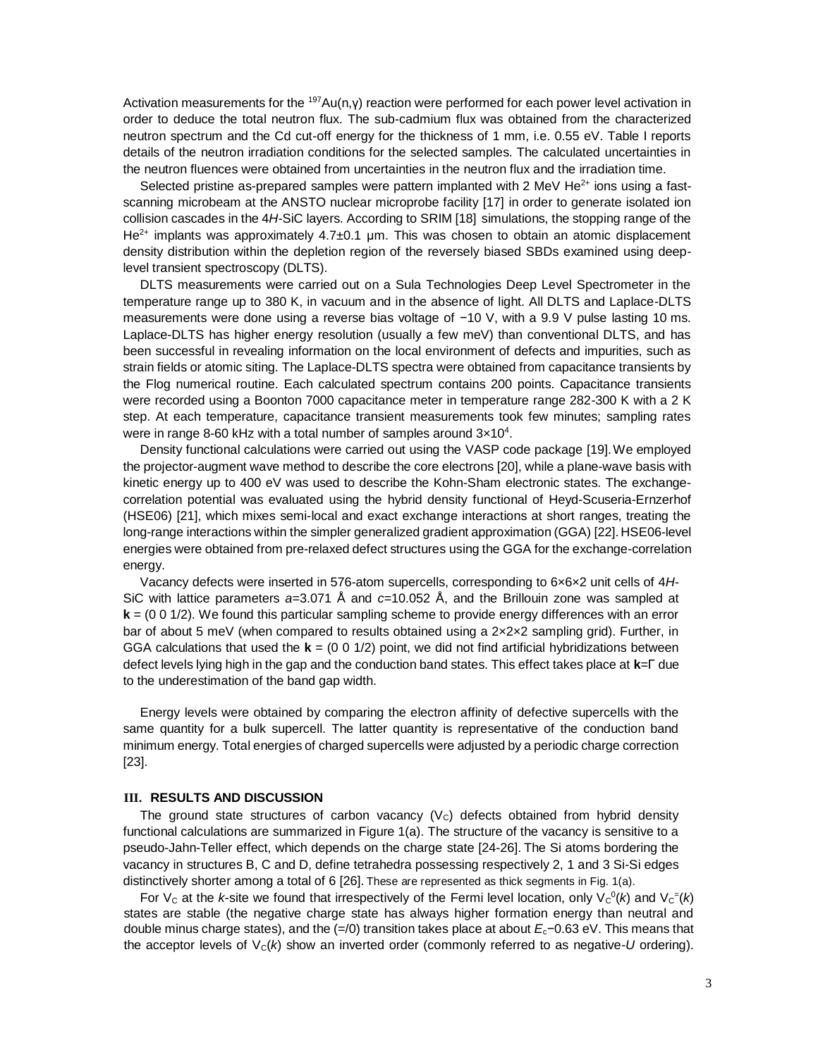Activation measurements for the $^{197}Au(n,\gamma)$ reaction were performed for each power level activation in order to deduce the total neutron flux. The sub-cadmium flux was obtained from the characterized neutron spectrum and the Cd cut-off energy for the thickness of 1 mm, i.e. 0.55 eV. Table I reports details of the neutron irradiation conditions for the selected samples. The calculated uncertainties in the neutron fluences were obtained from uncertainties in the neutron flux and the irradiation time.

Selected pristine as-prepared samples were pattern implanted with 2 MeV $He^{2+}$ ions using a fast-scanning microbeam at the ANSTO nuclear microprobe facility [17] in order to generate isolated ion collision cascades in the 4*H*-SiC layers. According to SRIM [18] simulations, the stopping range of the $He^{2+}$ implants was approximately 4.7±0.1 µm. This was chosen to obtain an atomic displacement density distribution within the depletion region of the reversely biased SBDs examined using deep-level transient spectroscopy (DLTS).

DLTS measurements were carried out on a Sula Technologies Deep Level Spectrometer in the temperature range up to 380 K, in vacuum and in the absence of light. All DLTS and Laplace-DLTS measurements were done using a reverse bias voltage of −10 V, with a 9.9 V pulse lasting 10 ms. Laplace-DLTS has higher energy resolution (usually a few meV) than conventional DLTS, and has been successful in revealing information on the local environment of defects and impurities, such as strain fields or atomic siting. The Laplace-DLTS spectra were obtained from capacitance transients by the Flog numerical routine. Each calculated spectrum contains 200 points. Capacitance transients were recorded using a Boonton 7000 capacitance meter in temperature range 282-300 K with a 2 K step. At each temperature, capacitance transient measurements took few minutes; sampling rates were in range 8-60 kHz with a total number of samples around $3\times10^4$.

Density functional calculations were carried out using the VASP code package [19]. We employed the projector-augment wave method to describe the core electrons [20], while a plane-wave basis with kinetic energy up to 400 eV was used to describe the Kohn-Sham electronic states. The exchange-correlation potential was evaluated using the hybrid density functional of Heyd-Scuseria-Ernzerhof (HSE06) [21], which mixes semi-local and exact exchange interactions at short ranges, treating the long-range interactions within the simpler generalized gradient approximation (GGA) [22]. HSE06-level energies were obtained from pre-relaxed defect structures using the GGA for the exchange-correlation energy.

Vacancy defects were inserted in 576-atom supercells, corresponding to 6×6×2 unit cells of 4*H*-SiC with lattice parameters $a$=3.071 Å and $c$=10.052 Å, and the Brillouin zone was sampled at $\mathbf{k}$ = (0 0 1/2). We found this particular sampling scheme to provide energy differences with an error bar of about 5 meV (when compared to results obtained using a 2×2×2 sampling grid). Further, in GGA calculations that used the $\mathbf{k}$ = (0 0 1/2) point, we did not find artificial hybridizations between defect levels lying high in the gap and the conduction band states. This effect takes place at $\mathbf{k}=\Gamma$ due to the underestimation of the band gap width.

Energy levels were obtained by comparing the electron affinity of defective supercells with the same quantity for a bulk supercell. The latter quantity is representative of the conduction band minimum energy. Total energies of charged supercells were adjusted by a periodic charge correction [23].

## III. RESULTS AND DISCUSSION

The ground state structures of carbon vacancy ($V_C$) defects obtained from hybrid density functional calculations are summarized in Figure 1(a). The structure of the vacancy is sensitive to a pseudo-Jahn-Teller effect, which depends on the charge state [24-26]. The Si atoms bordering the vacancy in structures B, C and D, define tetrahedra possessing respectively 2, 1 and 3 Si-Si edges distinctively shorter among a total of 6 [26]. These are represented as thick segments in Fig. 1(a).

For $V_C$ at the *k*-site we found that irrespectively of the Fermi level location, only $V_C^0(k)$ and $V_C^=(k)$ states are stable (the negative charge state has always higher formation energy than neutral and double minus charge states), and the (=/0) transition takes place at about $E_c$−0.63 eV. This means that the acceptor levels of $V_C(k)$ show an inverted order (commonly referred to as negative-*U* ordering).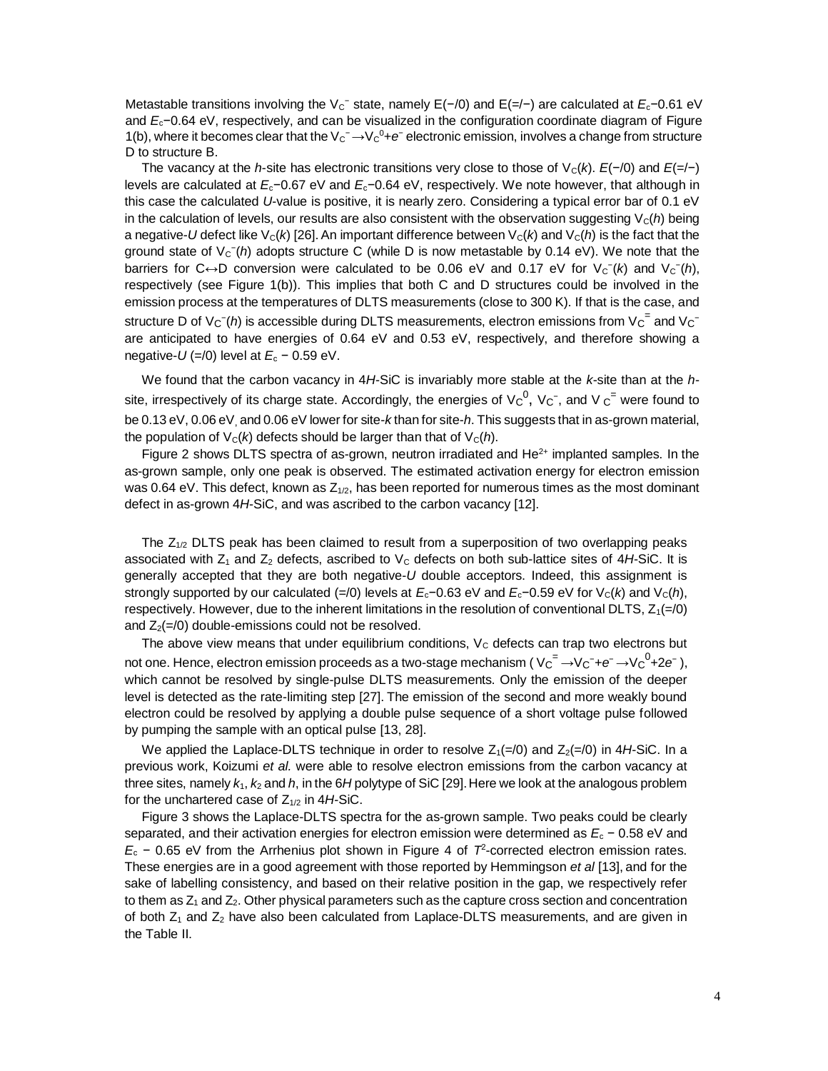Metastable transitions involving the $V_C^-$ state, namely E(−/0) and E(=/−) are calculated at $E_c$−0.61 eV and $E_c$−0.64 eV, respectively, and can be visualized in the configuration coordinate diagram of Figure 1(b), where it becomes clear that the $V_C^- \rightarrow V_C^0 + e^-$ electronic emission, involves a change from structure D to structure B.

The vacancy at the *h*-site has electronic transitions very close to those of $V_C(k)$. *E*(−/0) and *E*(=/−) levels are calculated at $E_c$−0.67 eV and $E_c$−0.64 eV, respectively. We note however, that although in this case the calculated *U*-value is positive, it is nearly zero. Considering a typical error bar of 0.1 eV in the calculation of levels, our results are also consistent with the observation suggesting $V_C(h)$ being a negative-*U* defect like $V_C(k)$ [26]. An important difference between $V_C(k)$ and $V_C(h)$ is the fact that the ground state of $V_C^-(h)$ adopts structure C (while D is now metastable by 0.14 eV). We note that the barriers for C↔D conversion were calculated to be 0.06 eV and 0.17 eV for $V_C^-(k)$ and $V_C^-(h)$, respectively (see Figure 1(b)). This implies that both C and D structures could be involved in the emission process at the temperatures of DLTS measurements (close to 300 K). If that is the case, and structure D of $V_C^-(h)$ is accessible during DLTS measurements, electron emissions from $V_C^=$ and $V_C^-$ are anticipated to have energies of 0.64 eV and 0.53 eV, respectively, and therefore showing a negative-*U* (=/0) level at $E_c$ − 0.59 eV.

We found that the carbon vacancy in 4*H*-SiC is invariably more stable at the *k*-site than at the *h*-site, irrespectively of its charge state. Accordingly, the energies of $V_C^0$, $V_C^-$, and $V_C^=$ were found to be 0.13 eV, 0.06 eV, and 0.06 eV lower for site-*k* than for site-*h*. This suggests that in as-grown material, the population of $V_C(k)$ defects should be larger than that of $V_C(h)$.

Figure 2 shows DLTS spectra of as-grown, neutron irradiated and $He^{2+}$ implanted samples. In the as-grown sample, only one peak is observed. The estimated activation energy for electron emission was 0.64 eV. This defect, known as $Z_{1/2}$, has been reported for numerous times as the most dominant defect in as-grown 4*H*-SiC, and was ascribed to the carbon vacancy [12].

The $Z_{1/2}$ DLTS peak has been claimed to result from a superposition of two overlapping peaks associated with $Z_1$ and $Z_2$ defects, ascribed to $V_C$ defects on both sub-lattice sites of 4*H*-SiC. It is generally accepted that they are both negative-*U* double acceptors. Indeed, this assignment is strongly supported by our calculated (=/0) levels at $E_c$−0.63 eV and $E_c$−0.59 eV for $V_C(k)$ and $V_C(h)$, respectively. However, due to the inherent limitations in the resolution of conventional DLTS, $Z_1$(=/0) and $Z_2$(=/0) double-emissions could not be resolved.

The above view means that under equilibrium conditions, $V_C$ defects can trap two electrons but not one. Hence, electron emission proceeds as a two-stage mechanism ( $V_C^= \rightarrow V_C^- + e^- \rightarrow V_C^0 + 2e^-$ ), which cannot be resolved by single-pulse DLTS measurements. Only the emission of the deeper level is detected as the rate-limiting step [27]. The emission of the second and more weakly bound electron could be resolved by applying a double pulse sequence of a short voltage pulse followed by pumping the sample with an optical pulse [13, 28].

We applied the Laplace-DLTS technique in order to resolve $Z_1$(=/0) and $Z_2$(=/0) in 4*H*-SiC. In a previous work, Koizumi *et al.* were able to resolve electron emissions from the carbon vacancy at three sites, namely $k_1$, $k_2$ and *h*, in the 6*H* polytype of SiC [29]. Here we look at the analogous problem for the unchartered case of $Z_{1/2}$ in 4*H*-SiC.

Figure 3 shows the Laplace-DLTS spectra for the as-grown sample. Two peaks could be clearly separated, and their activation energies for electron emission were determined as $E_c$ − 0.58 eV and $E_c$ − 0.65 eV from the Arrhenius plot shown in Figure 4 of $T^2$-corrected electron emission rates. These energies are in a good agreement with those reported by Hemmingson *et al* [13], and for the sake of labelling consistency, and based on their relative position in the gap, we respectively refer to them as $Z_1$ and $Z_2$. Other physical parameters such as the capture cross section and concentration of both $Z_1$ and $Z_2$ have also been calculated from Laplace-DLTS measurements, and are given in the Table II.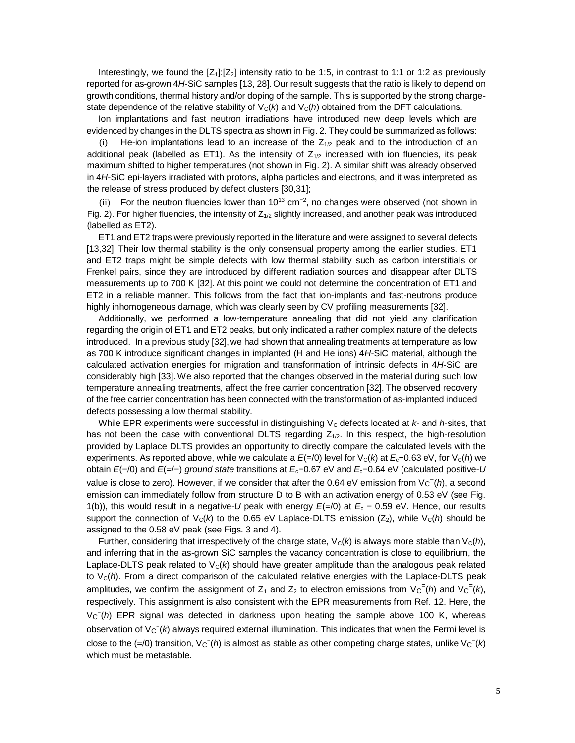Interestingly, we found the $[Z_1]$:$[Z_2]$ intensity ratio to be 1:5, in contrast to 1:1 or 1:2 as previously reported for as-grown 4*H*-SiC samples [13, 28]. Our result suggests that the ratio is likely to depend on growth conditions, thermal history and/or doping of the sample. This is supported by the strong charge-state dependence of the relative stability of $V_C(k)$ and $V_C(h)$ obtained from the DFT calculations.

Ion implantations and fast neutron irradiations have introduced new deep levels which are evidenced by changes in the DLTS spectra as shown in Fig. 2. They could be summarized as follows:

(i) He-ion implantations lead to an increase of the $Z_{1/2}$ peak and to the introduction of an additional peak (labelled as ET1). As the intensity of $Z_{1/2}$ increased with ion fluencies, its peak maximum shifted to higher temperatures (not shown in Fig. 2). A similar shift was already observed in 4*H*-SiC epi-layers irradiated with protons, alpha particles and electrons, and it was interpreted as the release of stress produced by defect clusters [30,31];

(ii) For the neutron fluencies lower than $10^{13}$ cm$^{-2}$, no changes were observed (not shown in Fig. 2). For higher fluencies, the intensity of $Z_{1/2}$ slightly increased, and another peak was introduced (labelled as ET2).

ET1 and ET2 traps were previously reported in the literature and were assigned to several defects [13,32]. Their low thermal stability is the only consensual property among the earlier studies. ET1 and ET2 traps might be simple defects with low thermal stability such as carbon interstitials or Frenkel pairs, since they are introduced by different radiation sources and disappear after DLTS measurements up to 700 K [32]. At this point we could not determine the concentration of ET1 and ET2 in a reliable manner. This follows from the fact that ion-implants and fast-neutrons produce highly inhomogeneous damage, which was clearly seen by CV profiling measurements [32].

Additionally, we performed a low-temperature annealing that did not yield any clarification regarding the origin of ET1 and ET2 peaks, but only indicated a rather complex nature of the defects introduced. In a previous study [32], we had shown that annealing treatments at temperature as low as 700 K introduce significant changes in implanted (H and He ions) 4*H*-SiC material, although the calculated activation energies for migration and transformation of intrinsic defects in 4*H*-SiC are considerably high [33]. We also reported that the changes observed in the material during such low temperature annealing treatments, affect the free carrier concentration [32]. The observed recovery of the free carrier concentration has been connected with the transformation of as-implanted induced defects possessing a low thermal stability.

While EPR experiments were successful in distinguishing $V_C$ defects located at *k*- and *h*-sites, that has not been the case with conventional DLTS regarding $Z_{1/2}$. In this respect, the high-resolution provided by Laplace DLTS provides an opportunity to directly compare the calculated levels with the experiments. As reported above, while we calculate a $E(=/0)$ level for $V_C(k)$ at $E_c-0.63$ eV, for $V_C(h)$ we obtain $E(-/0)$ and $E(=/-)$ *ground state* transitions at $E_c-0.67$ eV and $E_c-0.64$ eV (calculated positive-$U$ value is close to zero). However, if we consider that after the 0.64 eV emission from $V_C^{=}(h)$, a second emission can immediately follow from structure D to B with an activation energy of 0.53 eV (see Fig. 1(b)), this would result in a negative-$U$ peak with energy $E(=/0)$ at $E_c - 0.59$ eV. Hence, our results support the connection of $V_C(k)$ to the 0.65 eV Laplace-DLTS emission ($Z_2$), while $V_C(h)$ should be assigned to the 0.58 eV peak (see Figs. 3 and 4).

Further, considering that irrespectively of the charge state, $V_C(k)$ is always more stable than $V_C(h)$, and inferring that in the as-grown SiC samples the vacancy concentration is close to equilibrium, the Laplace-DLTS peak related to $V_C(k)$ should have greater amplitude than the analogous peak related to $V_C(h)$. From a direct comparison of the calculated relative energies with the Laplace-DLTS peak amplitudes, we confirm the assignment of $Z_1$ and $Z_2$ to electron emissions from $V_C^{=}(h)$ and $V_C^{=}(k)$, respectively. This assignment is also consistent with the EPR measurements from Ref. 12. Here, the $V_C^{-}(h)$ EPR signal was detected in darkness upon heating the sample above 100 K, whereas observation of $V_C^{-}(k)$ always required external illumination. This indicates that when the Fermi level is close to the (=/0) transition, $V_C^{-}(h)$ is almost as stable as other competing charge states, unlike $V_C^{-}(k)$ which must be metastable.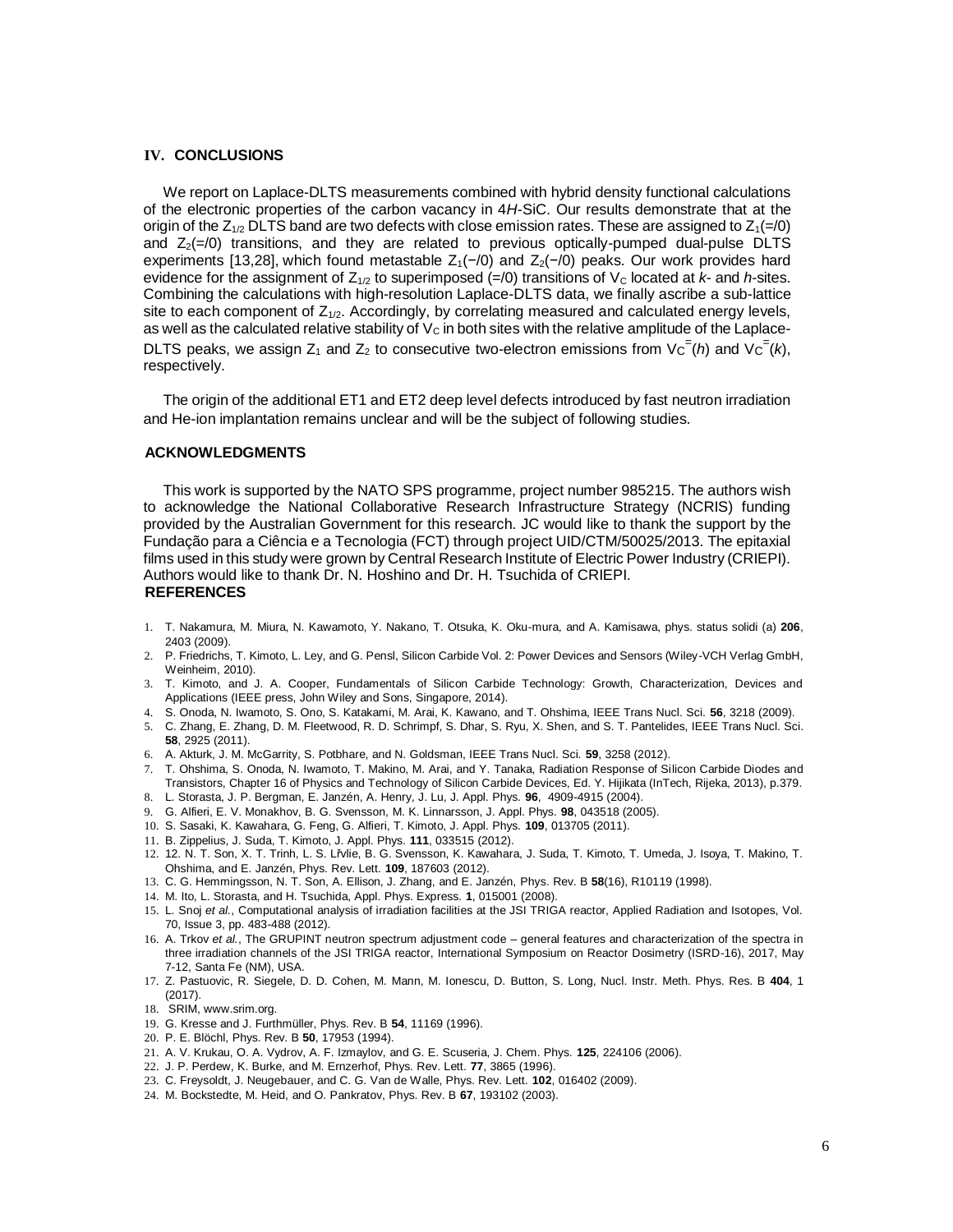## IV. CONCLUSIONS

We report on Laplace-DLTS measurements combined with hybrid density functional calculations of the electronic properties of the carbon vacancy in 4*H*-SiC. Our results demonstrate that at the origin of the $Z_{1/2}$ DLTS band are two defects with close emission rates. These are assigned to $Z_1(=/0)$ and $Z_2(=/0)$ transitions, and they are related to previous optically-pumped dual-pulse DLTS experiments [13,28], which found metastable $Z_1(-/0)$ and $Z_2(-/0)$ peaks. Our work provides hard evidence for the assignment of $Z_{1/2}$ to superimposed (=/0) transitions of $V_C$ located at *k*- and *h*-sites. Combining the calculations with high-resolution Laplace-DLTS data, we finally ascribe a sub-lattice site to each component of $Z_{1/2}$. Accordingly, by correlating measured and calculated energy levels, as well as the calculated relative stability of $V_C$ in both sites with the relative amplitude of the Laplace-DLTS peaks, we assign $Z_1$ and $Z_2$ to consecutive two-electron emissions from $V_C^{=}(h)$ and $V_C^{=}(k)$, respectively.

The origin of the additional ET1 and ET2 deep level defects introduced by fast neutron irradiation and He-ion implantation remains unclear and will be the subject of following studies.

## ACKNOWLEDGMENTS

This work is supported by the NATO SPS programme, project number 985215. The authors wish to acknowledge the National Collaborative Research Infrastructure Strategy (NCRIS) funding provided by the Australian Government for this research. JC would like to thank the support by the Fundação para a Ciência e a Tecnologia (FCT) through project UID/CTM/50025/2013. The epitaxial films used in this study were grown by Central Research Institute of Electric Power Industry (CRIEPI). Authors would like to thank Dr. N. Hoshino and Dr. H. Tsuchida of CRIEPI.

## REFERENCES

1. T. Nakamura, M. Miura, N. Kawamoto, Y. Nakano, T. Otsuka, K. Oku-mura, and A. Kamisawa, phys. status solidi (a) **206**, 2403 (2009).
2. P. Friedrichs, T. Kimoto, L. Ley, and G. Pensl, Silicon Carbide Vol. 2: Power Devices and Sensors (Wiley-VCH Verlag GmbH, Weinheim, 2010).
3. T. Kimoto, and J. A. Cooper, Fundamentals of Silicon Carbide Technology: Growth, Characterization, Devices and Applications (IEEE press, John Wiley and Sons, Singapore, 2014).
4. S. Onoda, N. Iwamoto, S. Ono, S. Katakami, M. Arai, K. Kawano, and T. Ohshima, IEEE Trans Nucl. Sci. **56**, 3218 (2009).
5. C. Zhang, E. Zhang, D. M. Fleetwood, R. D. Schrimpf, S. Dhar, S. Ryu, X. Shen, and S. T. Pantelides, IEEE Trans Nucl. Sci. **58**, 2925 (2011).
6. A. Akturk, J. M. McGarrity, S. Potbhare, and N. Goldsman, IEEE Trans Nucl. Sci. **59**, 3258 (2012).
7. T. Ohshima, S. Onoda, N. Iwamoto, T. Makino, M. Arai, and Y. Tanaka, Radiation Response of Silicon Carbide Diodes and Transistors, Chapter 16 of Physics and Technology of Silicon Carbide Devices, Ed. Y. Hijikata (InTech, Rijeka, 2013), p.379.
8. L. Storasta, J. P. Bergman, E. Janzén, A. Henry, J. Lu, J. Appl. Phys. **96**, 4909-4915 (2004).
9. G. Alfieri, E. V. Monakhov, B. G. Svensson, M. K. Linnarsson, J. Appl. Phys. **98**, 043518 (2005).
10. S. Sasaki, K. Kawahara, G. Feng, G. Alfieri, T. Kimoto, J. Appl. Phys. **109**, 013705 (2011).
11. B. Zippelius, J. Suda, T. Kimoto, J. Appl. Phys. **111**, 033515 (2012).
12. 12. N. T. Son, X. T. Trinh, L. S. Lřvlie, B. G. Svensson, K. Kawahara, J. Suda, T. Kimoto, T. Umeda, J. Isoya, T. Makino, T. Ohshima, and E. Janzén, Phys. Rev. Lett. **109**, 187603 (2012).
13. C. G. Hemmingsson, N. T. Son, A. Ellison, J. Zhang, and E. Janzén, Phys. Rev. B **58**(16), R10119 (1998).
14. M. Ito, L. Storasta, and H. Tsuchida, Appl. Phys. Express. **1**, 015001 (2008).
15. L. Snoj *et al.*, Computational analysis of irradiation facilities at the JSI TRIGA reactor, Applied Radiation and Isotopes, Vol. 70, Issue 3, pp. 483-488 (2012).
16. A. Trkov *et al.*, The GRUPINT neutron spectrum adjustment code – general features and characterization of the spectra in three irradiation channels of the JSI TRIGA reactor, International Symposium on Reactor Dosimetry (ISRD-16), 2017, May 7-12, Santa Fe (NM), USA.
17. Z. Pastuovic, R. Siegele, D. D. Cohen, M. Mann, M. Ionescu, D. Button, S. Long, Nucl. Instr. Meth. Phys. Res. B **404**, 1 (2017).
18. SRIM, www.srim.org.
19. G. Kresse and J. Furthmüller, Phys. Rev. B **54**, 11169 (1996).
20. P. E. Blöchl, Phys. Rev. B **50**, 17953 (1994).
21. A. V. Krukau, O. A. Vydrov, A. F. Izmaylov, and G. E. Scuseria, J. Chem. Phys. **125**, 224106 (2006).
22. J. P. Perdew, K. Burke, and M. Ernzerhof, Phys. Rev. Lett. **77**, 3865 (1996).
23. C. Freysoldt, J. Neugebauer, and C. G. Van de Walle, Phys. Rev. Lett. **102**, 016402 (2009).
24. M. Bockstedte, M. Heid, and O. Pankratov, Phys. Rev. B **67**, 193102 (2003).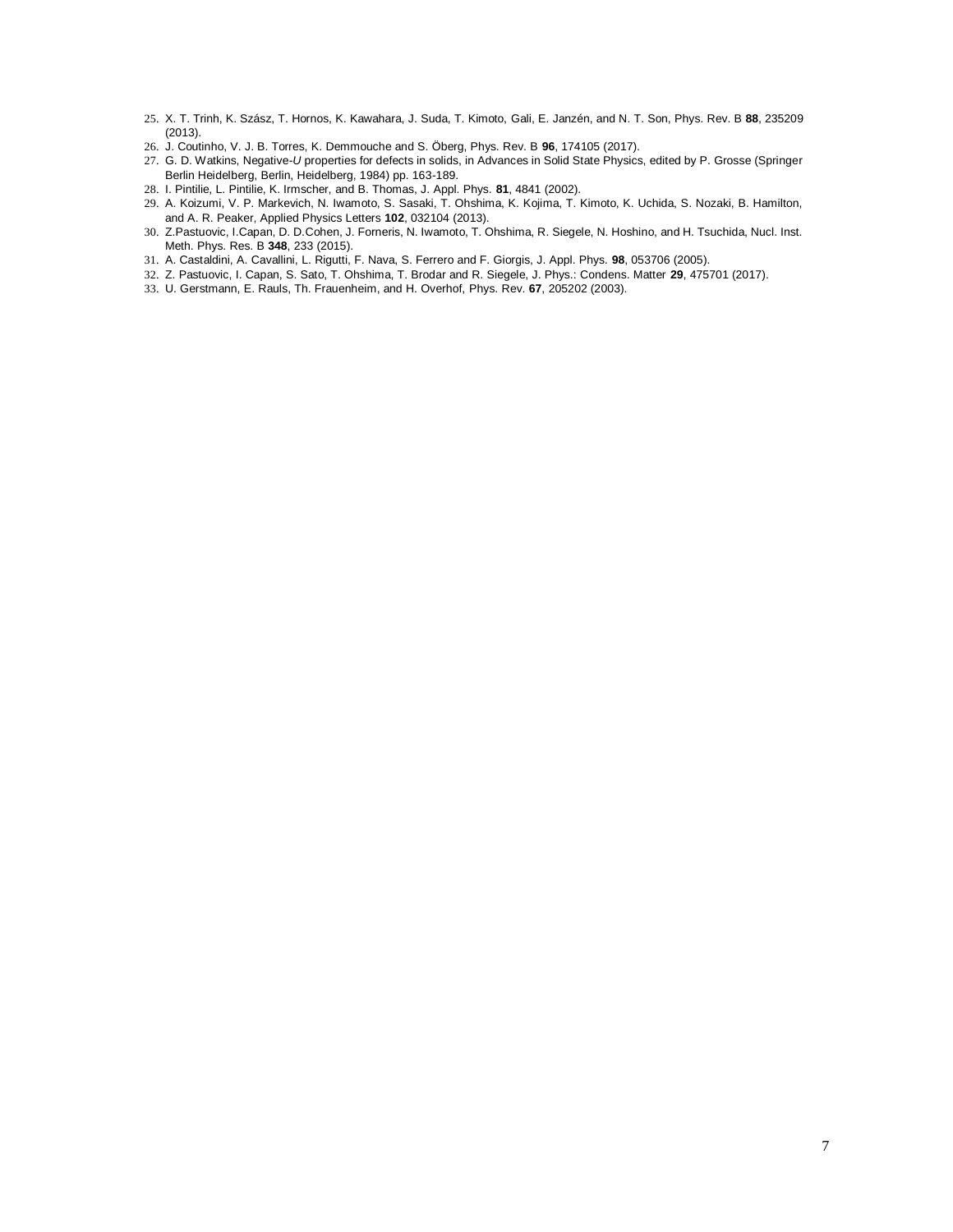25. X. T. Trinh, K. Szász, T. Hornos, K. Kawahara, J. Suda, T. Kimoto, Gali, E. Janzén, and N. T. Son, Phys. Rev. B **88**, 235209 (2013).
26. J. Coutinho, V. J. B. Torres, K. Demmouche and S. Öberg, Phys. Rev. B **96**, 174105 (2017).
27. G. D. Watkins, Negative-*U* properties for defects in solids, in Advances in Solid State Physics, edited by P. Grosse (Springer Berlin Heidelberg, Berlin, Heidelberg, 1984) pp. 163-189.
28. I. Pintilie, L. Pintilie, K. Irmscher, and B. Thomas, J. Appl. Phys. **81**, 4841 (2002).
29. A. Koizumi, V. P. Markevich, N. Iwamoto, S. Sasaki, T. Ohshima, K. Kojima, T. Kimoto, K. Uchida, S. Nozaki, B. Hamilton, and A. R. Peaker, Applied Physics Letters **102**, 032104 (2013).
30. Z.Pastuovic, I.Capan, D. D.Cohen, J. Forneris, N. Iwamoto, T. Ohshima, R. Siegele, N. Hoshino, and H. Tsuchida, Nucl. Inst. Meth. Phys. Res. B **348**, 233 (2015).
31. A. Castaldini, A. Cavallini, L. Rigutti, F. Nava, S. Ferrero and F. Giorgis, J. Appl. Phys. **98**, 053706 (2005).
32. Z. Pastuovic, I. Capan, S. Sato, T. Ohshima, T. Brodar and R. Siegele, J. Phys.: Condens. Matter **29**, 475701 (2017).
33. U. Gerstmann, E. Rauls, Th. Frauenheim, and H. Overhof, Phys. Rev. **67**, 205202 (2003).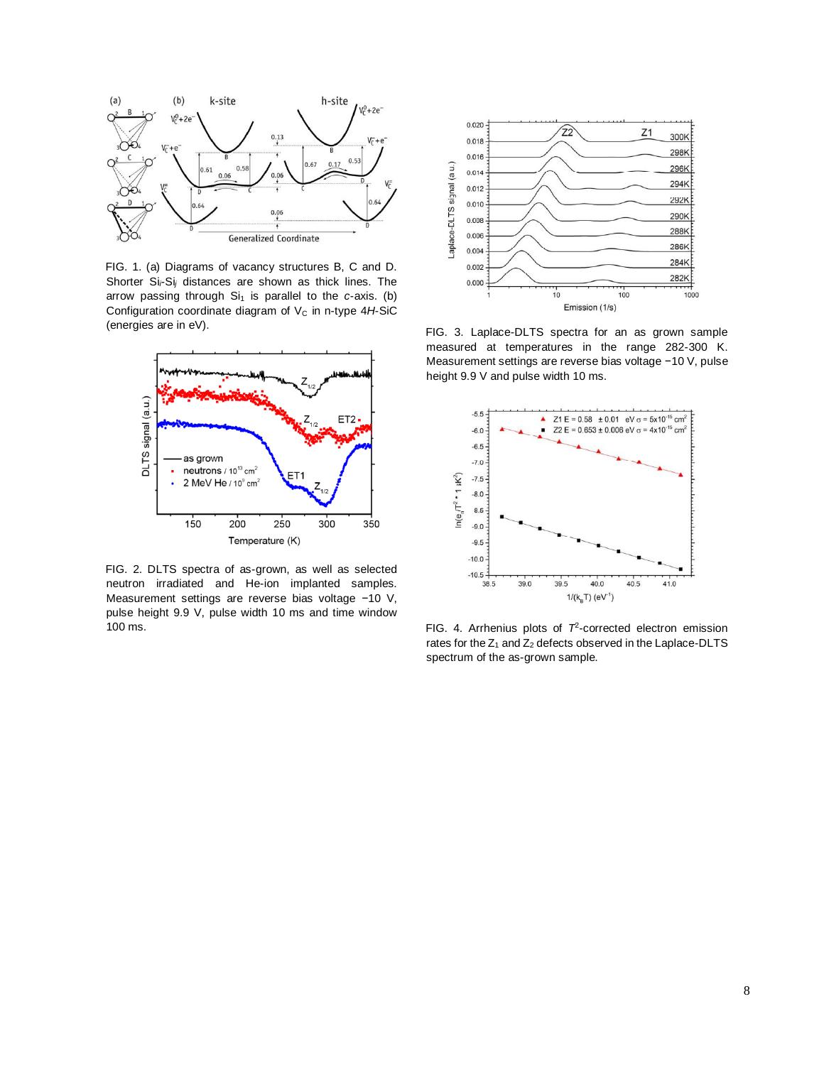FIG. 1. (a) Diagrams of vacancy structures B, C and D. Shorter $Si_i$-$Si_j$ distances are shown as thick lines. The arrow passing through $Si_1$ is parallel to the *c*-axis. (b) Configuration coordinate diagram of $V_C$ in n-type 4*H*-SiC (energies are in eV).

FIG. 2. DLTS spectra of as-grown, as well as selected neutron irradiated and He-ion implanted samples. Measurement settings are reverse bias voltage −10 V, pulse height 9.9 V, pulse width 10 ms and time window 100 ms.

FIG. 3. Laplace-DLTS spectra for an as grown sample measured at temperatures in the range 282-300 K. Measurement settings are reverse bias voltage −10 V, pulse height 9.9 V and pulse width 10 ms.

FIG. 4. Arrhenius plots of $T^2$-corrected electron emission rates for the $Z_1$ and $Z_2$ defects observed in the Laplace-DLTS spectrum of the as-grown sample.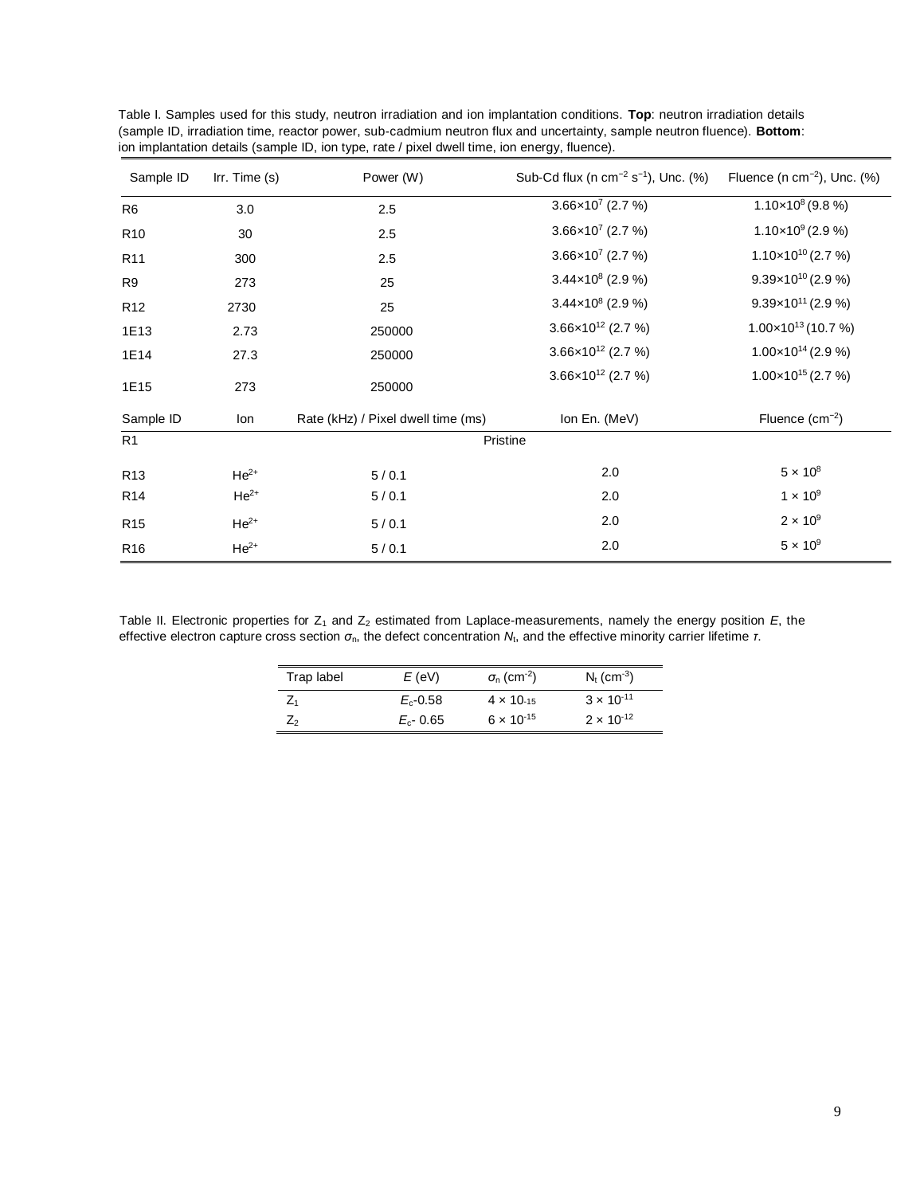Table I. Samples used for this study, neutron irradiation and ion implantation conditions. **Top**: neutron irradiation details (sample ID, irradiation time, reactor power, sub-cadmium neutron flux and uncertainty, sample neutron fluence). **Bottom**: ion implantation details (sample ID, ion type, rate / pixel dwell time, ion energy, fluence).

| Sample ID | Irr. Time (s) | Power (W) | Sub-Cd flux (n $cm^{-2}$ $s^{-1}$), Unc. (%) | Fluence (n $cm^{-2}$), Unc. (%) |
|---|---|---|---|---|
| R6 | 3.0 | 2.5 | $3.66\times10^{7}$ (2.7 %) | $1.10\times10^{8}$ (9.8 %) |
| R10 | 30 | 2.5 | $3.66\times10^{7}$ (2.7 %) | $1.10\times10^{9}$ (2.9 %) |
| R11 | 300 | 2.5 | $3.66\times10^{7}$ (2.7 %) | $1.10\times10^{10}$ (2.7 %) |
| R9 | 273 | 25 | $3.44\times10^{8}$ (2.9 %) | $9.39\times10^{10}$ (2.9 %) |
| R12 | 2730 | 25 | $3.44\times10^{8}$ (2.9 %) | $9.39\times10^{11}$ (2.9 %) |
| 1E13 | 2.73 | 250000 | $3.66\times10^{12}$ (2.7 %) | $1.00\times10^{13}$ (10.7 %) |
| 1E14 | 27.3 | 250000 | $3.66\times10^{12}$ (2.7 %) | $1.00\times10^{14}$ (2.9 %) |
| 1E15 | 273 | 250000 | $3.66\times10^{12}$ (2.7 %) | $1.00\times10^{15}$ (2.7 %) |
| **Sample ID** | **Ion** | **Rate (kHz) / Pixel dwell time (ms)** | **Ion En. (MeV)** | **Fluence ($cm^{-2}$)** |
| R1 | | Pristine | | |
| R13 | $He^{2+}$ | 5 / 0.1 | 2.0 | $5 \times 10^{8}$ |
| R14 | $He^{2+}$ | 5 / 0.1 | 2.0 | $1 \times 10^{9}$ |
| R15 | $He^{2+}$ | 5 / 0.1 | 2.0 | $2 \times 10^{9}$ |
| R16 | $He^{2+}$ | 5 / 0.1 | 2.0 | $5 \times 10^{9}$ |

Table II. Electronic properties for $Z_1$ and $Z_2$ estimated from Laplace-measurements, namely the energy position $E$, the effective electron capture cross section $\sigma_n$, the defect concentration $N_t$, and the effective minority carrier lifetime $\tau$.

| Trap label | $E$ (eV) | $\sigma_n$ ($cm^{-2}$) | $N_t$ ($cm^{-3}$) |
|---|---|---|---|
| $Z_1$ | $E_c$-0.58 | $4 \times 10^{-15}$ | $3 \times 10^{-11}$ |
| $Z_2$ | $E_c$- 0.65 | $6 \times 10^{-15}$ | $2 \times 10^{-12}$ |